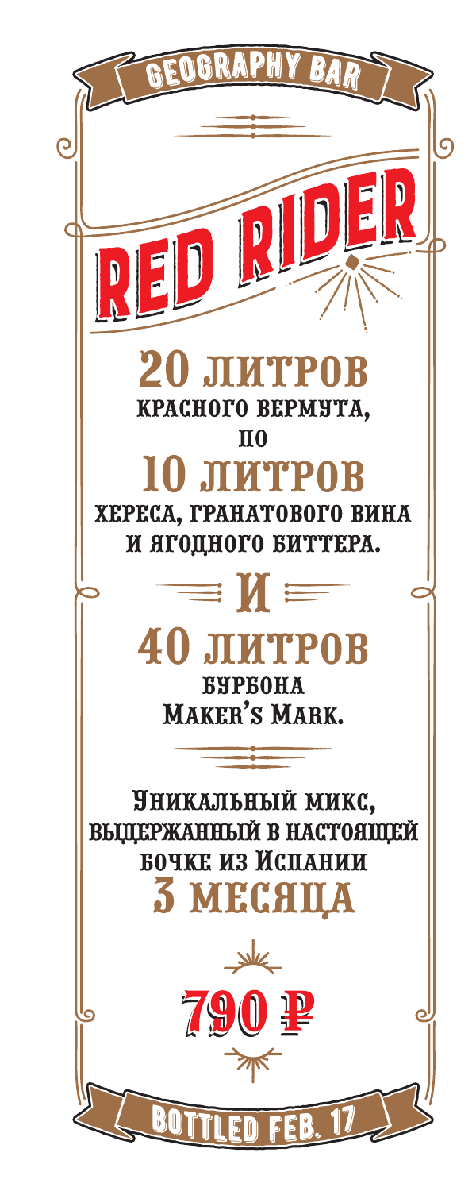GEOGRAPHY BAR

# RED RIDER

## 20 ЛИТРОВ

КРАСНОГО ВЕРМУТА,

ПО

## 10 ЛИТРОВ

ХЕРЕСА, ГРАНАТОВОГО ВИНА И ЯГОДНОГО БИТТЕРА.

## И

## 40 ЛИТРОВ

БУРБОНА MAKER'S MARK.

Уникальный микс, выдержанный в настоящей бочке из Испании

## 3 МЕСЯЦА

**790 ₽**

BOTTLED FEB. 17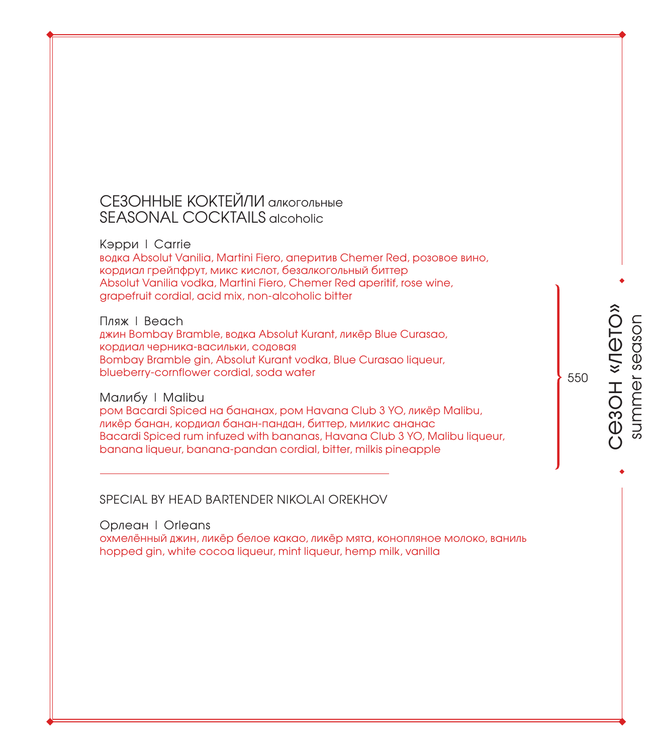## СЕЗОННЫЕ КОКТЕЙЛИ алкогольные
## SEASONAL COCKTAILS alcoholic

Кэрри | Carrie
водка Absolut Vanilia, Martini Fiero, аперитив Chemer Red, розовое вино, кордиал грейпфрут, микс кислот, безалкогольный биттер
Absolut Vanilia vodka, Martini Fiero, Chemer Red aperitif, rose wine, grapefruit cordial, acid mix, non-alcoholic bitter

Пляж | Beach
джин Bombay Bramble, водка Absolut Kurant, ликёр Blue Curasao, кордиал черника-васильки, содовая
Bombay Bramble gin, Absolut Kurant vodka, Blue Curasao liqueur, blueberry-cornflower cordial, soda water

Малибу | Malibu
ром Bacardi Spiced на бананах, ром Havana Club 3 YO, ликёр Malibu, ликёр банан, кордиал банан-пандан, биттер, милкис ананас
Bacardi Spiced rum infuzed with bananas, Havana Club 3 YO, Malibu liqueur, banana liqueur, banana-pandan cordial, bitter, milkis pineapple

550

сезон «лето»
summer season

---

SPECIAL BY HEAD BARTENDER NIKOLAI OREKHOV

Орлеан | Orleans
охмелённый джин, ликёр белое какао, ликёр мята, конопляное молоко, ваниль
hopped gin, white cocoa liqueur, mint liqueur, hemp milk, vanilla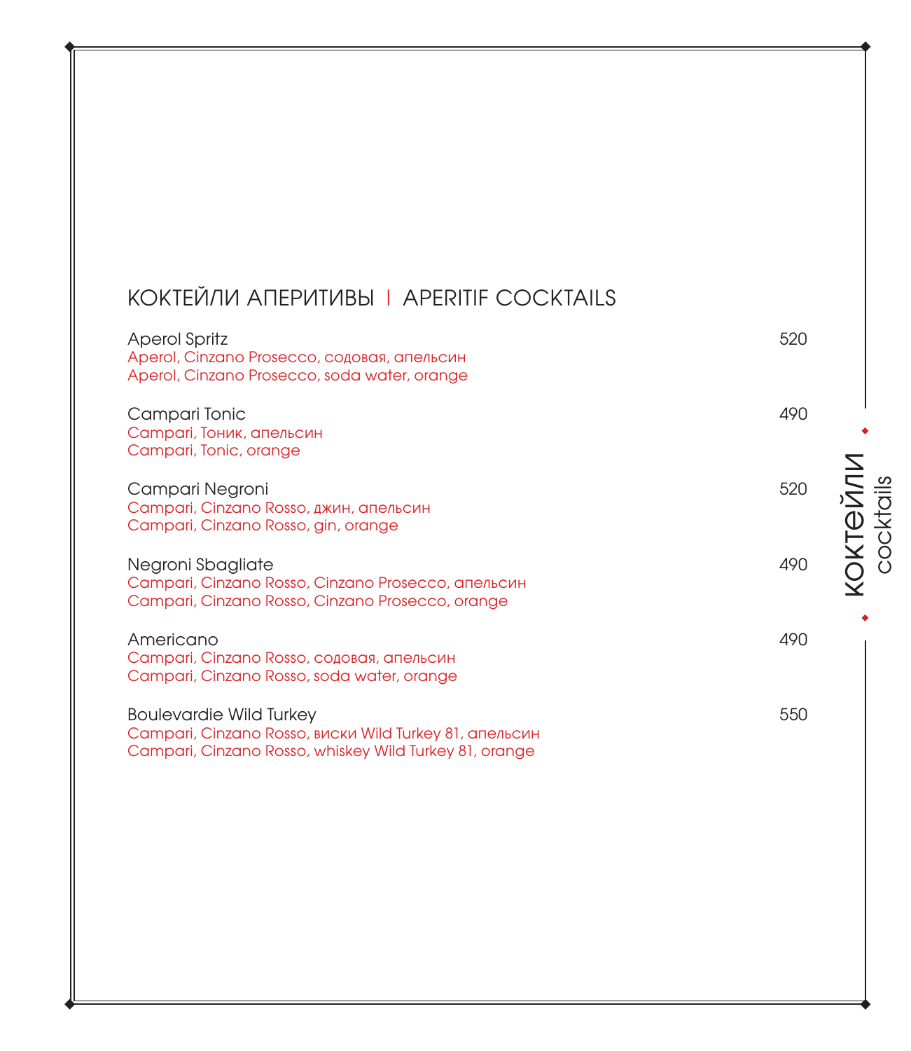## КОКТЕЙЛИ АПЕРИТИВЫ | APERITIF COCKTAILS

Aperol Spritz — 520
Aperol, Cinzano Prosecco, содовая, апельсин
Aperol, Cinzano Prosecco, soda water, orange

Campari Tonic — 490
Campari, Тоник, апельсин
Campari, Tonic, orange

Campari Negroni — 520
Campari, Cinzano Rosso, джин, апельсин
Campari, Cinzano Rosso, gin, orange

Negroni Sbagliate — 490
Campari, Cinzano Rosso, Cinzano Prosecco, апельсин
Campari, Cinzano Rosso, Cinzano Prosecco, orange

Americano — 490
Campari, Cinzano Rosso, содовая, апельсин
Campari, Cinzano Rosso, soda water, orange

Boulevardie Wild Turkey — 550
Campari, Cinzano Rosso, виски Wild Turkey 81, апельсин
Campari, Cinzano Rosso, whiskey Wild Turkey 81, orange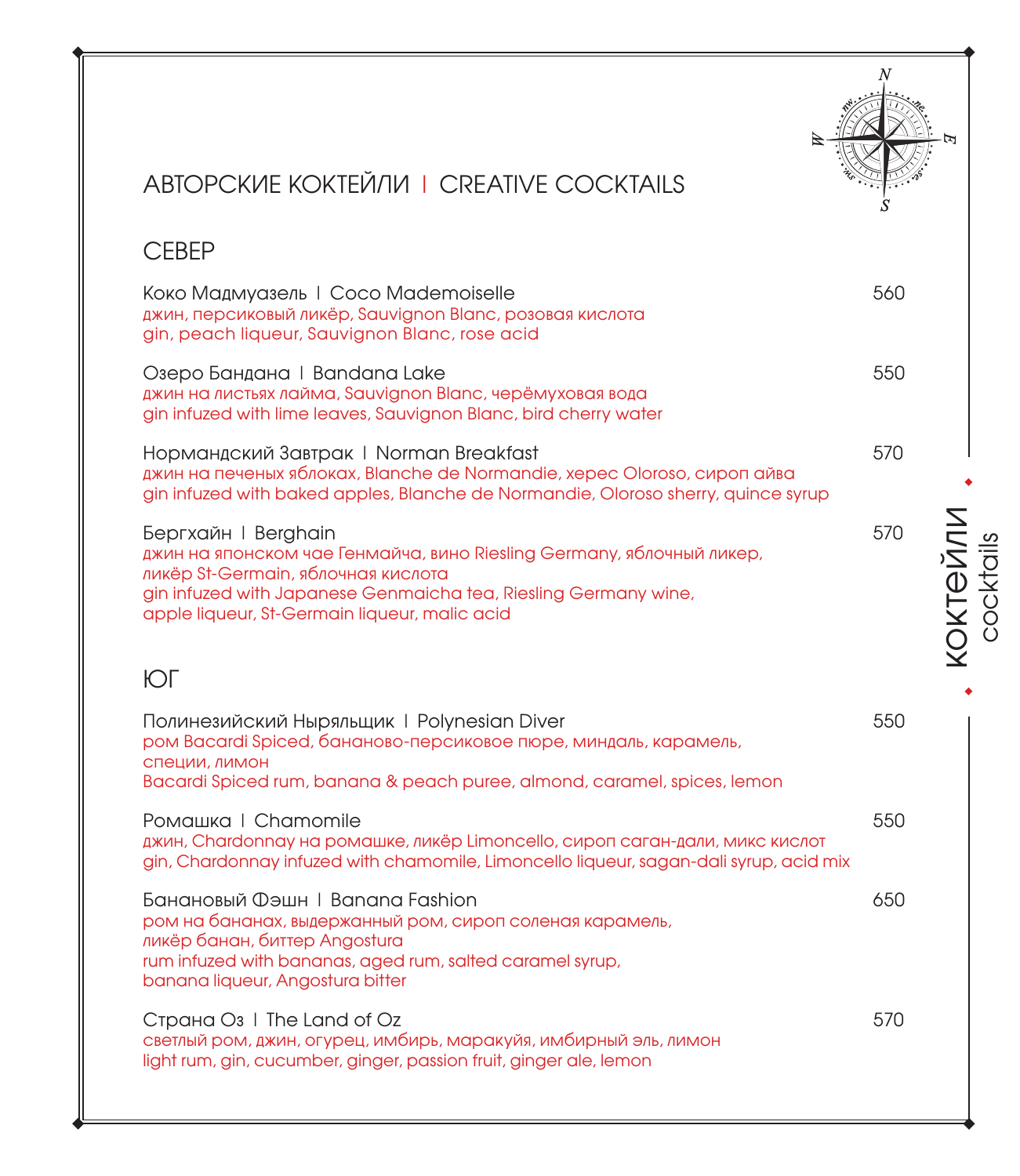# АВТОРСКИЕ КОКТЕЙЛИ | CREATIVE COCKTAILS

## СЕВЕР

**Коко Мадмуазель | Coco Mademoiselle** — 560
джин, персиковый ликёр, Sauvignon Blanc, розовая кислота
gin, peach liqueur, Sauvignon Blanc, rose acid

**Озеро Бандана | Bandana Lake** — 550
джин на листьях лайма, Sauvignon Blanc, черёмуховая вода
gin infuzed with lime leaves, Sauvignon Blanc, bird cherry water

**Нормандский Завтрак | Norman Breakfast** — 570
джин на печеных яблоках, Blanche de Normandie, херес Oloroso, сироп айва
gin infuzed with baked apples, Blanche de Normandie, Oloroso sherry, quince syrup

**Бергхайн | Berghain** — 570
джин на японском чае Генмайча, вино Riesling Germany, яблочный ликер, ликёр St-Germain, яблочная кислота
gin infuzed with Japanese Genmaicha tea, Riesling Germany wine, apple liqueur, St-Germain liqueur, malic acid

## ЮГ

**Полинезийский Ныряльщик | Polynesian Diver** — 550
ром Bacardi Spiced, бананово-персиковое пюре, миндаль, карамель, специи, лимон
Bacardi Spiced rum, banana & peach puree, almond, caramel, spices, lemon

**Ромашка | Chamomile** — 550
джин, Chardonnay на ромашке, ликёр Limoncello, сироп саган-дали, микс кислот
gin, Chardonnay infuzed with chamomile, Limoncello liqueur, sagan-dali syrup, acid mix

**Банановый Фэшн | Banana Fashion** — 650
ром на бананах, выдержанный ром, сироп соленая карамель, ликёр банан, биттер Angostura
rum infuzed with bananas, aged rum, salted caramel syrup, banana liqueur, Angostura bitter

**Страна Оз | The Land of Oz** — 570
светлый ром, джин, огурец, имбирь, маракуйя, имбирный эль, лимон
light rum, gin, cucumber, ginger, passion fruit, ginger ale, lemon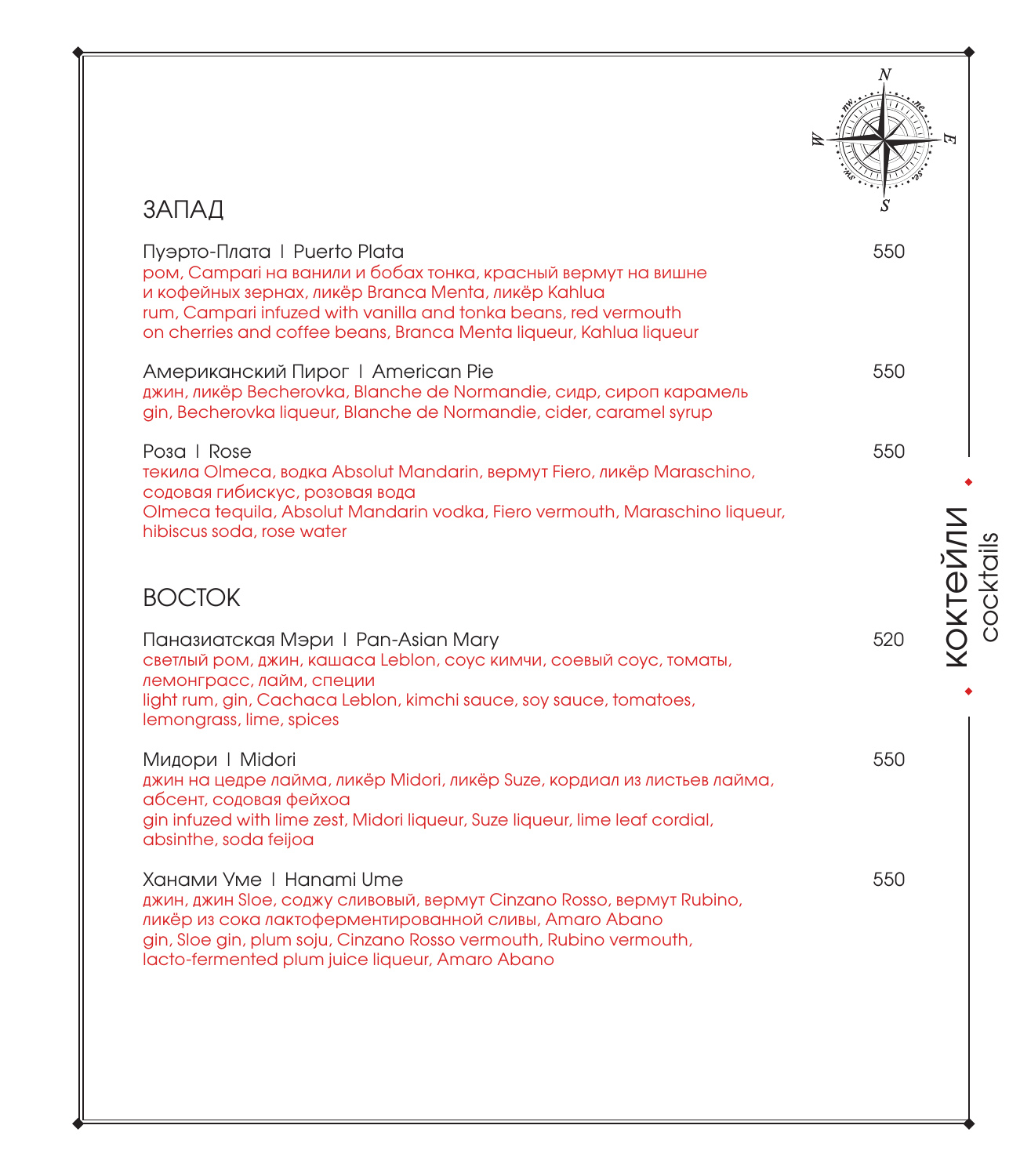## ЗАПАД

**Пуэрто-Плата | Puerto Plata** — 550

ром, Campari на ванили и бобах тонка, красный вермут на вишне и кофейных зернах, ликёр Branca Menta, ликёр Kahlua
rum, Campari infuzed with vanilla and tonka beans, red vermouth on cherries and coffee beans, Branca Menta liqueur, Kahlua liqueur

**Американский Пирог | American Pie** — 550

джин, ликёр Becherovka, Blanche de Normandie, сидр, сироп карамель
gin, Becherovka liqueur, Blanche de Normandie, cider, caramel syrup

**Роза | Rose** — 550

текила Olmeca, водка Absolut Mandarin, вермут Fiero, ликёр Maraschino, содовая гибискус, розовая вода
Olmeca tequila, Absolut Mandarin vodka, Fiero vermouth, Maraschino liqueur, hibiscus soda, rose water

## ВОСТОК

**Паназиатская Мэри | Pan-Asian Mary** — 520

светлый ром, джин, кашаса Leblon, соус кимчи, соевый соус, томаты, лемонграсс, лайм, специи
light rum, gin, Cachaca Leblon, kimchi sauce, soy sauce, tomatoes, lemongrass, lime, spices

**Мидори | Midori** — 550

джин на цедре лайма, ликёр Midori, ликёр Suze, кордиал из листьев лайма, абсент, содовая фейхоа
gin infuzed with lime zest, Midori liqueur, Suze liqueur, lime leaf cordial, absinthe, soda feijoa

**Ханами Уме | Hanami Ume** — 550

джин, джин Sloe, соджу сливовый, вермут Cinzano Rosso, вермут Rubino, ликёр из сока лактоферментированной сливы, Amaro Abano
gin, Sloe gin, plum soju, Cinzano Rosso vermouth, Rubino vermouth, lacto-fermented plum juice liqueur, Amaro Abano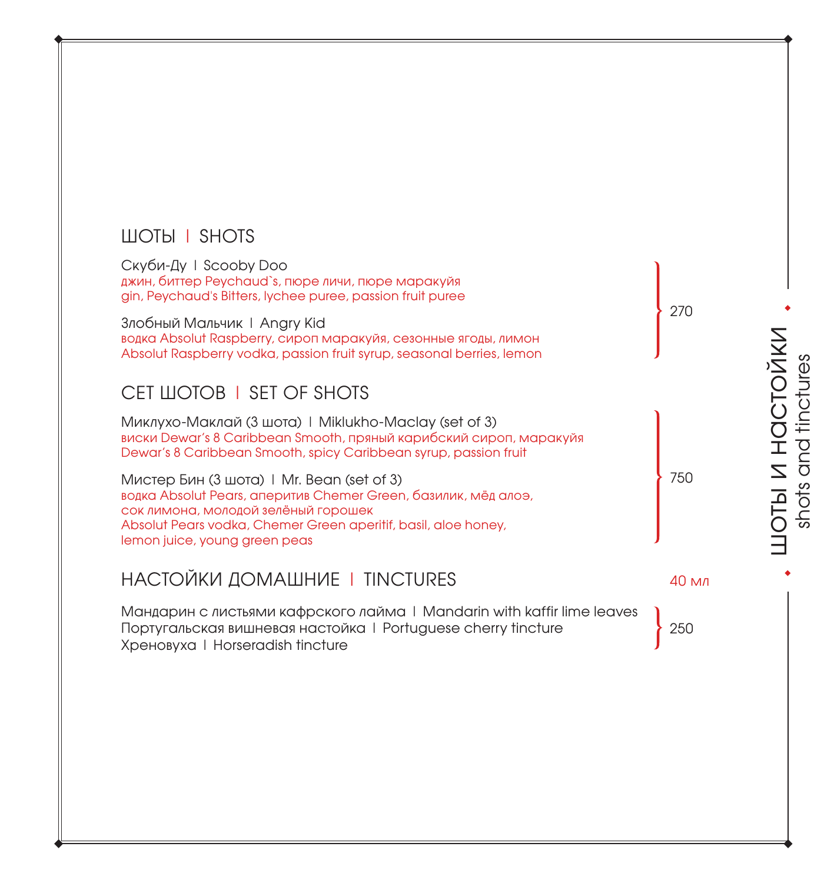## ШОТЫ | SHOTS

**Скуби-Ду | Scooby Doo**
джин, биттер Peychaud`s, пюре личи, пюре маракуйя
gin, Peychaud's Bitters, lychee puree, passion fruit puree

**Злобный Мальчик | Angry Kid**
водка Absolut Raspberry, сироп маракуйя, сезонные ягоды, лимон
Absolut Raspberry vodka, passion fruit syrup, seasonal berries, lemon

270

## СЕТ ШОТОВ | SET OF SHOTS

**Миклухо-Маклай (3 шота) | Miklukho-Maclay (set of 3)**
виски Dewar's 8 Caribbean Smooth, пряный карибский сироп, маракуйя
Dewar's 8 Caribbean Smooth, spicy Caribbean syrup, passion fruit

**Мистер Бин (3 шота) | Mr. Bean (set of 3)**
водка Absolut Pears, аперитив Chemer Green, базилик, мёд алоэ,
сок лимона, молодой зелёный горошек
Absolut Pears vodka, Chemer Green aperitif, basil, aloe honey,
lemon juice, young green peas

750

## НАСТОЙКИ ДОМАШНИЕ | TINCTURES

40 мл

Мандарин с листьями кафрского лайма | Mandarin with kaffir lime leaves
Португальская вишневая настойка | Portuguese cherry tincture
Хреновуха | Horseradish tincture

250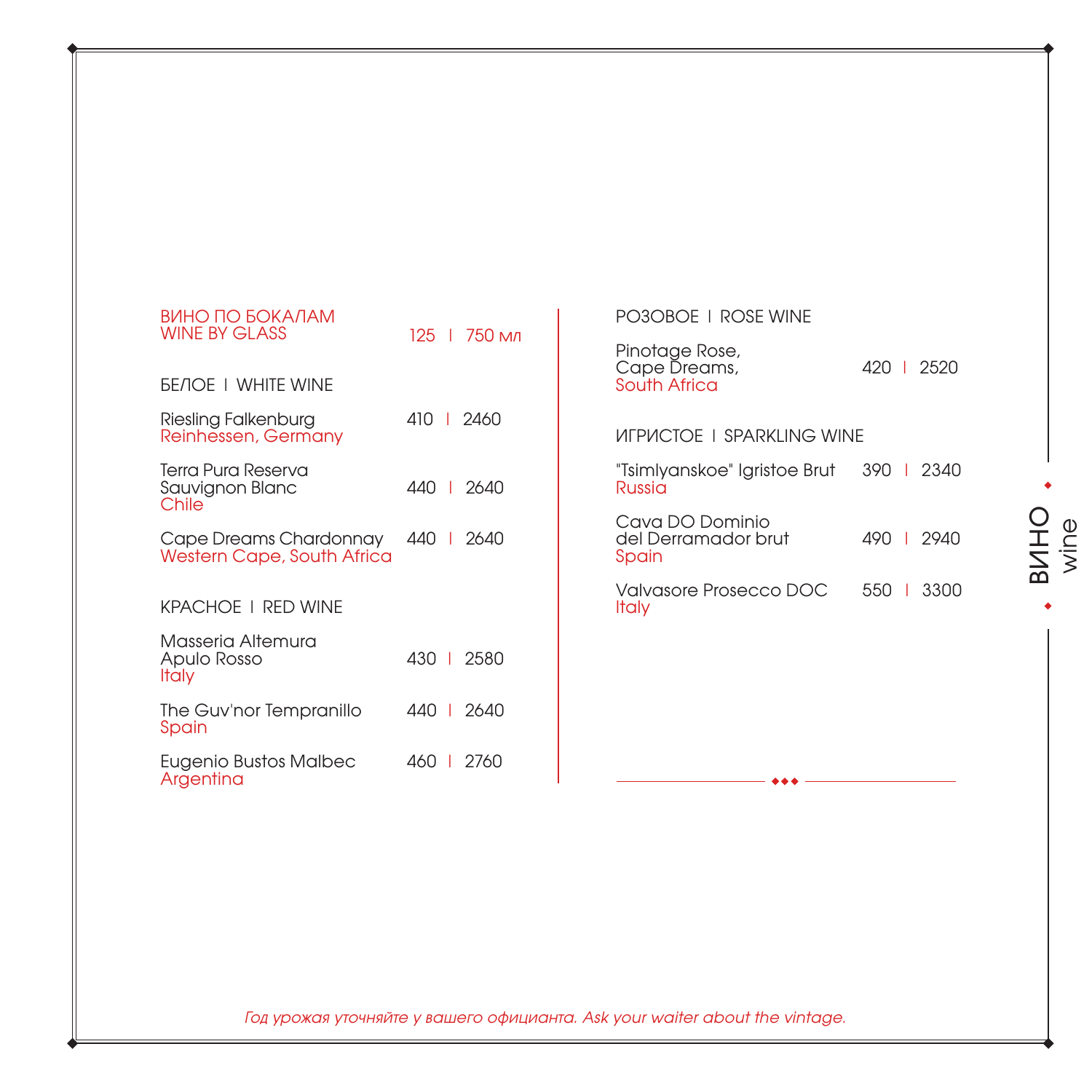## ВИНО ПО БОКАЛАМ
## WINE BY GLASS

125 | 750 мл

### БЕЛОЕ | WHITE WINE

| Wine | 125 | 750 мл |
|---|---|---|
| Riesling Falkenburg<br>Reinhessen, Germany | 410 | 2460 |
| Terra Pura Reserva Sauvignon Blanc<br>Chile | 440 | 2640 |
| Cape Dreams Chardonnay<br>Western Cape, South Africa | 440 | 2640 |

### КРАСНОЕ | RED WINE

| Wine | 125 | 750 мл |
|---|---|---|
| Masseria Altemura Apulo Rosso<br>Italy | 430 | 2580 |
| The Guv'nor Tempranillo<br>Spain | 440 | 2640 |
| Eugenio Bustos Malbec<br>Argentina | 460 | 2760 |

### РОЗОВОЕ | ROSE WINE

| Wine | 125 | 750 мл |
|---|---|---|
| Pinotage Rose, Cape Dreams,<br>South Africa | 420 | 2520 |

### ИГРИСТОЕ | SPARKLING WINE

| Wine | 125 | 750 мл |
|---|---|---|
| "Tsimlyanskoe" Igristoe Brut<br>Russia | 390 | 2340 |
| Cava DO Dominio del Derramador brut<br>Spain | 490 | 2940 |
| Valvasore Prosecco DOC<br>Italy | 550 | 3300 |

ВИНО wine

*Год урожая уточняйте у вашего официанта. Ask your waiter about the vintage.*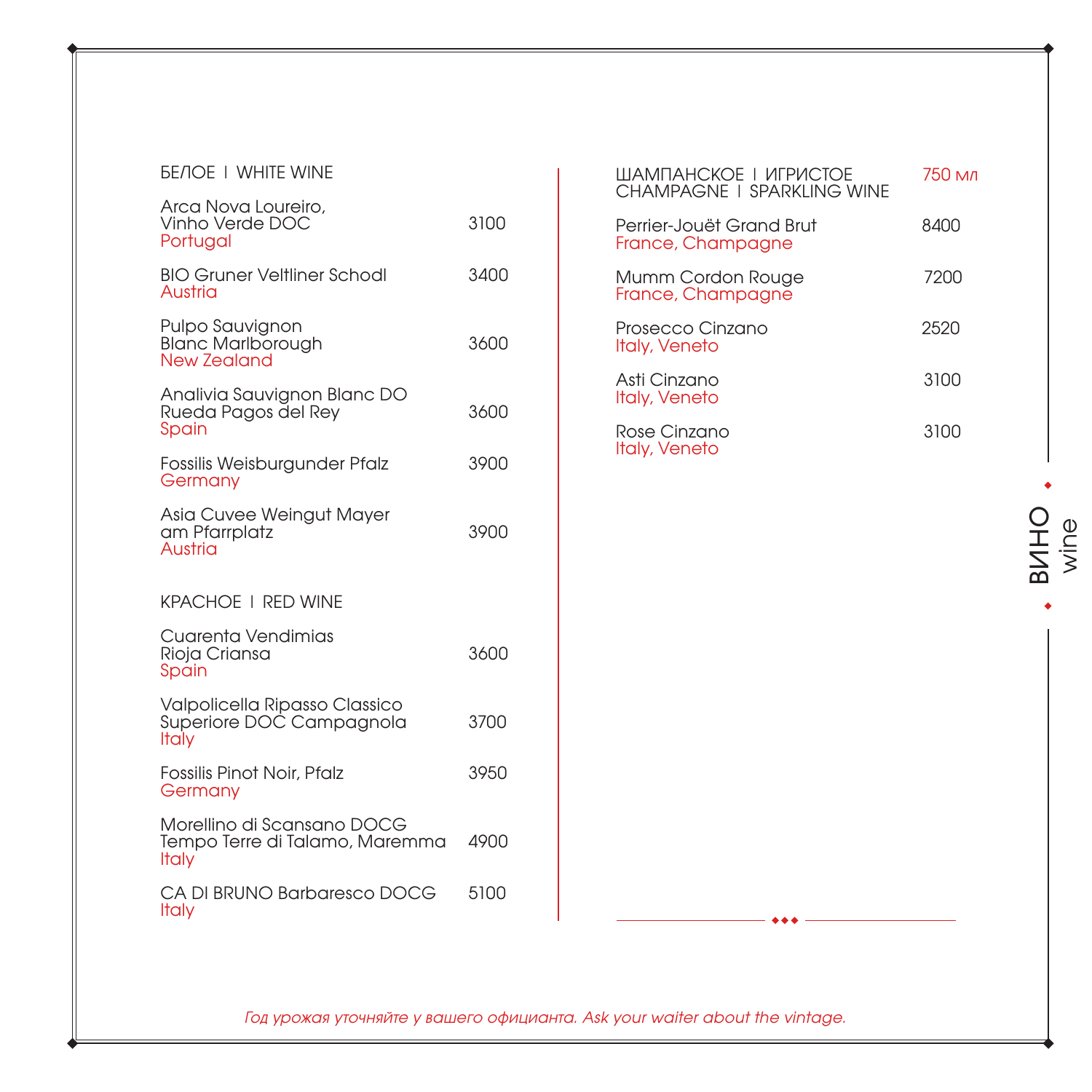## БЕЛОЕ | WHITE WINE

| Wine | Price |
|---|---|
| Arca Nova Loureiro, Vinho Verde DOC<br>Portugal | 3100 |
| BIO Gruner Veltliner Schodl<br>Austria | 3400 |
| Pulpo Sauvignon Blanc Marlborough<br>New Zealand | 3600 |
| Analivia Sauvignon Blanc DO Rueda Pagos del Rey<br>Spain | 3600 |
| Fossilis Weisburgunder Pfalz<br>Germany | 3900 |
| Asia Cuvee Weingut Mayer am Pfarrplatz<br>Austria | 3900 |

## КРАСНОЕ | RED WINE

| Wine | Price |
|---|---|
| Cuarenta Vendimias Rioja Criansa<br>Spain | 3600 |
| Valpolicella Ripasso Classico Superiore DOC Campagnola<br>Italy | 3700 |
| Fossilis Pinot Noir, Pfalz<br>Germany | 3950 |
| Morellino di Scansano DOCG Tempo Terre di Talamo, Maremma<br>Italy | 4900 |
| CA DI BRUNO Barbaresco DOCG<br>Italy | 5100 |

## ШАМПАНСКОЕ | ИГРИСТОЕ CHAMPAGNE | SPARKLING WINE

| Wine | 750 мл |
|---|---|
| Perrier-Jouët Grand Brut<br>France, Champagne | 8400 |
| Mumm Cordon Rouge<br>France, Champagne | 7200 |
| Prosecco Cinzano<br>Italy, Veneto | 2520 |
| Asti Cinzano<br>Italy, Veneto | 3100 |
| Rose Cinzano<br>Italy, Veneto | 3100 |

ВИНО wine

*Год урожая уточняйте у вашего официанта. Ask your waiter about the vintage.*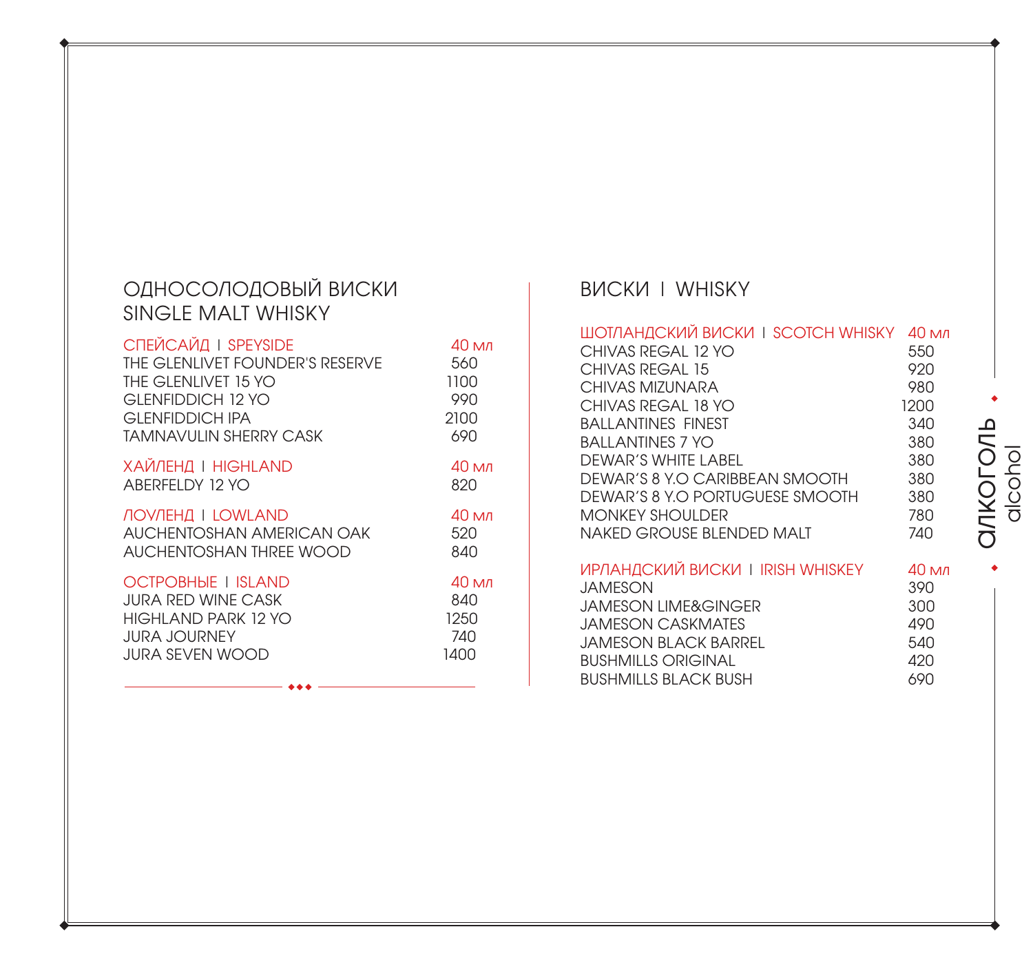## ОДНОСОЛОДОВЫЙ ВИСКИ
## SINGLE MALT WHISKY

| СПЕЙСАЙД I SPEYSIDE | 40 мл |
|---|---|
| THE GLENLIVET FOUNDER'S RESERVE | 560 |
| THE GLENLIVET 15 YO | 1100 |
| GLENFIDDICH 12 YO | 990 |
| GLENFIDDICH IPA | 2100 |
| TAMNAVULIN SHERRY CASK | 690 |

| ХАЙЛЕНД I HIGHLAND | 40 мл |
|---|---|
| ABERFELDY 12 YO | 820 |

| ЛОУЛЕНД I LOWLAND | 40 мл |
|---|---|
| AUCHENTOSHAN AMERICAN OAK | 520 |
| AUCHENTOSHAN THREE WOOD | 840 |

| ОСТРОВНЫЕ I ISLAND | 40 мл |
|---|---|
| JURA RED WINE CASK | 840 |
| HIGHLAND PARK 12 YO | 1250 |
| JURA JOURNEY | 740 |
| JURA SEVEN WOOD | 1400 |

## ВИСКИ I WHISKY

| ШОТЛАНДСКИЙ ВИСКИ I SCOTCH WHISKY | 40 мл |
|---|---|
| CHIVAS REGAL 12 YO | 550 |
| CHIVAS REGAL 15 | 920 |
| CHIVAS MIZUNARA | 980 |
| CHIVAS REGAL 18 YO | 1200 |
| BALLANTINES FINEST | 340 |
| BALLANTINES 7 YO | 380 |
| DEWAR'S WHITE LABEL | 380 |
| DEWAR'S 8 Y.O CARIBBEAN SMOOTH | 380 |
| DEWAR'S 8 Y.O PORTUGUESE SMOOTH | 380 |
| MONKEY SHOULDER | 780 |
| NAKED GROUSE BLENDED MALT | 740 |

| ИРЛАНДСКИЙ ВИСКИ I IRISH WHISKEY | 40 мл |
|---|---|
| JAMESON | 390 |
| JAMESON LIME&GINGER | 300 |
| JAMESON CASKMATES | 490 |
| JAMESON BLACK BARREL | 540 |
| BUSHMILLS ORIGINAL | 420 |
| BUSHMILLS BLACK BUSH | 690 |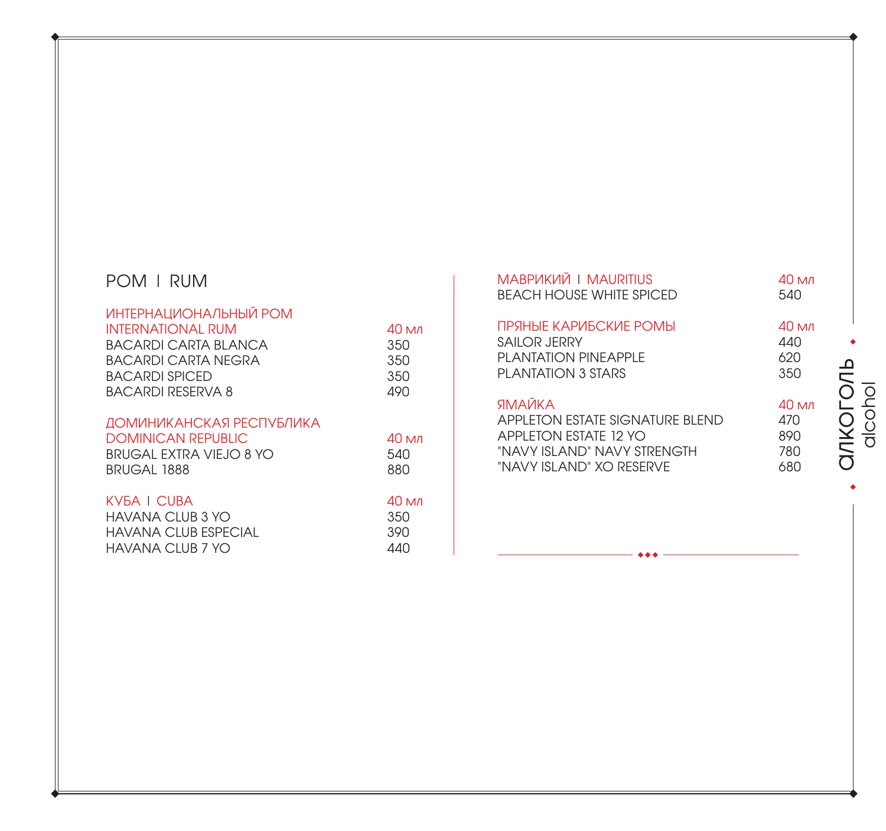# РОМ | RUM

## ИНТЕРНАЦИОНАЛЬНЫЙ РОМ
## INTERNATIONAL RUM

| | 40 мл |
|---|---|
| BACARDI CARTA BLANCA | 350 |
| BACARDI CARTA NEGRA | 350 |
| BACARDI SPICED | 350 |
| BACARDI RESERVA 8 | 490 |

## ДОМИНИКАНСКАЯ РЕСПУБЛИКА
## DOMINICAN REPUBLIC

| | 40 мл |
|---|---|
| BRUGAL EXTRA VIEJO 8 YO | 540 |
| BRUGAL 1888 | 880 |

## КУБА | CUBA

| | 40 мл |
|---|---|
| HAVANA CLUB 3 YO | 350 |
| HAVANA CLUB ESPECIAL | 390 |
| HAVANA CLUB 7 YO | 440 |

## МАВРИКИЙ | MAURITIUS

| | 40 мл |
|---|---|
| BEACH HOUSE WHITE SPICED | 540 |

## ПРЯНЫЕ КАРИБСКИЕ РОМЫ

| | 40 мл |
|---|---|
| SAILOR JERRY | 440 |
| PLANTATION PINEAPPLE | 620 |
| PLANTATION 3 STARS | 350 |

## ЯМАЙКА

| | 40 мл |
|---|---|
| APPLETON ESTATE SIGNATURE BLEND | 470 |
| APPLETON ESTATE 12 YO | 890 |
| "NAVY ISLAND" NAVY STRENGTH | 780 |
| "NAVY ISLAND" XO RESERVE | 680 |

алкоголь
alcohol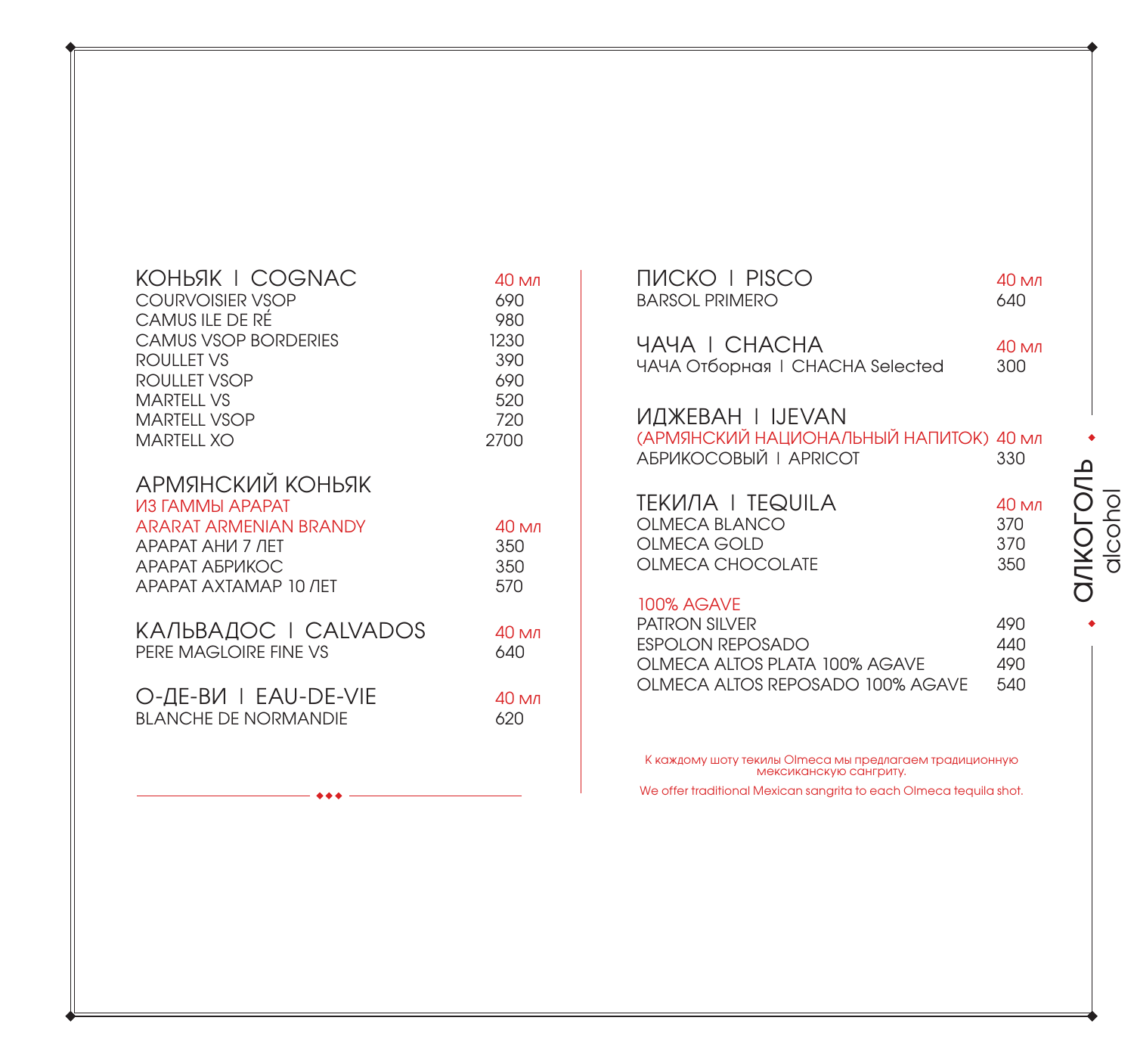# алкоголь | alcohol

## КОНЬЯК | COGNAC

| | 40 мл |
|---|---|
| COURVOISIER VSOP | 690 |
| CAMUS ILE DE RÉ | 980 |
| CAMUS VSOP BORDERIES | 1230 |
| ROULLET VS | 390 |
| ROULLET VSOP | 690 |
| MARTELL VS | 520 |
| MARTELL VSOP | 720 |
| MARTELL XO | 2700 |

## АРМЯНСКИЙ КОНЬЯК

ИЗ ГАММЫ АРАРАТ

| ARARAT ARMENIAN BRANDY | 40 мл |
|---|---|
| АРАРАТ АНИ 7 ЛЕТ | 350 |
| АРАРАТ АБРИКОС | 350 |
| АРАРАТ АХТАМАР 10 ЛЕТ | 570 |

## КАЛЬВАДОС | CALVADOS

| | 40 мл |
|---|---|
| PERE MAGLOIRE FINE VS | 640 |

## О-ДЕ-ВИ | EAU-DE-VIE

| | 40 мл |
|---|---|
| BLANCHE DE NORMANDIE | 620 |

## ПИСКО | PISCO

| | 40 мл |
|---|---|
| BARSOL PRIMERO | 640 |

## ЧАЧА | CHACHA

| | 40 мл |
|---|---|
| ЧАЧА Отборная | CHACHA Selected | 300 |

## ИДЖЕВАН | IJEVAN

| (АРМЯНСКИЙ НАЦИОНАЛЬНЫЙ НАПИТОК) | 40 мл |
|---|---|
| АБРИКОСОВЫЙ | APRICOT | 330 |

## ТЕКИЛА | TEQUILA

| | 40 мл |
|---|---|
| OLMECA BLANCO | 370 |
| OLMECA GOLD | 370 |
| OLMECA CHOCOLATE | 350 |

### 100% AGAVE

| | |
|---|---|
| PATRON SILVER | 490 |
| ESPOLON REPOSADO | 440 |
| OLMECA ALTOS PLATA 100% AGAVE | 490 |
| OLMECA ALTOS REPOSADO 100% AGAVE | 540 |

К каждому шоту текилы Olmeca мы предлагаем традиционную мексиканскую сангриту.

We offer traditional Mexican sangrita to each Olmeca tequila shot.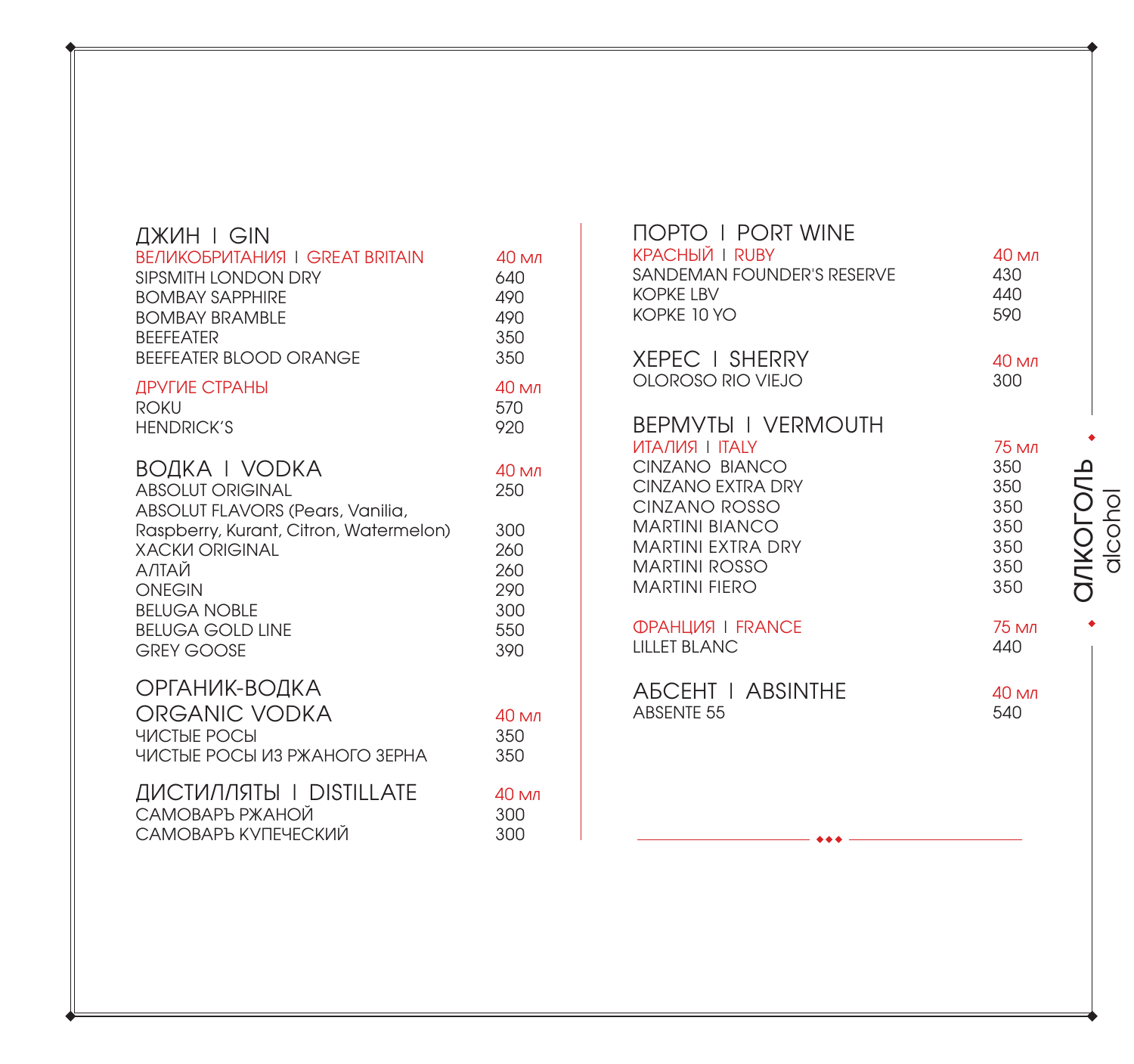## ДЖИН | GIN

| ВЕЛИКОБРИТАНИЯ | GREAT BRITAIN | 40 мл |
|---|---|
| SIPSMITH LONDON DRY | 640 |
| BOMBAY SAPPHIRE | 490 |
| BOMBAY BRAMBLE | 490 |
| BEEFEATER | 350 |
| BEEFEATER BLOOD ORANGE | 350 |

| ДРУГИЕ СТРАНЫ | 40 мл |
|---|---|
| ROKU | 570 |
| HENDRICK'S | 920 |

## ВОДКА | VODKA

| | 40 мл |
|---|---|
| ABSOLUT ORIGINAL | 250 |
| ABSOLUT FLAVORS (Pears, Vanilia, Raspberry, Kurant, Citron, Watermelon) | 300 |
| ХАСКИ ORIGINAL | 260 |
| АЛТАЙ | 260 |
| ONEGIN | 290 |
| BELUGA NOBLE | 300 |
| BELUGA GOLD LINE | 550 |
| GREY GOOSE | 390 |

## ОРГАНИК-ВОДКА ORGANIC VODKA

| | 40 мл |
|---|---|
| ЧИСТЫЕ РОСЫ | 350 |
| ЧИСТЫЕ РОСЫ ИЗ РЖАНОГО ЗЕРНА | 350 |

## ДИСТИЛЛЯТЫ | DISTILLATE

| | 40 мл |
|---|---|
| САМОВАРЪ РЖАНОЙ | 300 |
| САМОВАРЪ КУПЕЧЕСКИЙ | 300 |

## ПОРТО | PORT WINE

| КРАСНЫЙ | RUBY | 40 мл |
|---|---|
| SANDEMAN FOUNDER'S RESERVE | 430 |
| KOPKE LBV | 440 |
| KOPKE 10 YO | 590 |

## ХЕРЕС | SHERRY

| | 40 мл |
|---|---|
| OLOROSO RIO VIEJO | 300 |

## ВЕРМУТЫ | VERMOUTH

| ИТАЛИЯ | ITALY | 75 мл |
|---|---|
| CINZANO BIANCO | 350 |
| CINZANO EXTRA DRY | 350 |
| CINZANO ROSSO | 350 |
| MARTINI BIANCO | 350 |
| MARTINI EXTRA DRY | 350 |
| MARTINI ROSSO | 350 |
| MARTINI FIERO | 350 |

| ФРАНЦИЯ | FRANCE | 75 мл |
|---|---|
| LILLET BLANC | 440 |

## АБСЕНТ | ABSINTHE

| | 40 мл |
|---|---|
| ABSENTE 55 | 540 |

АЛКОГОЛЬ alcohol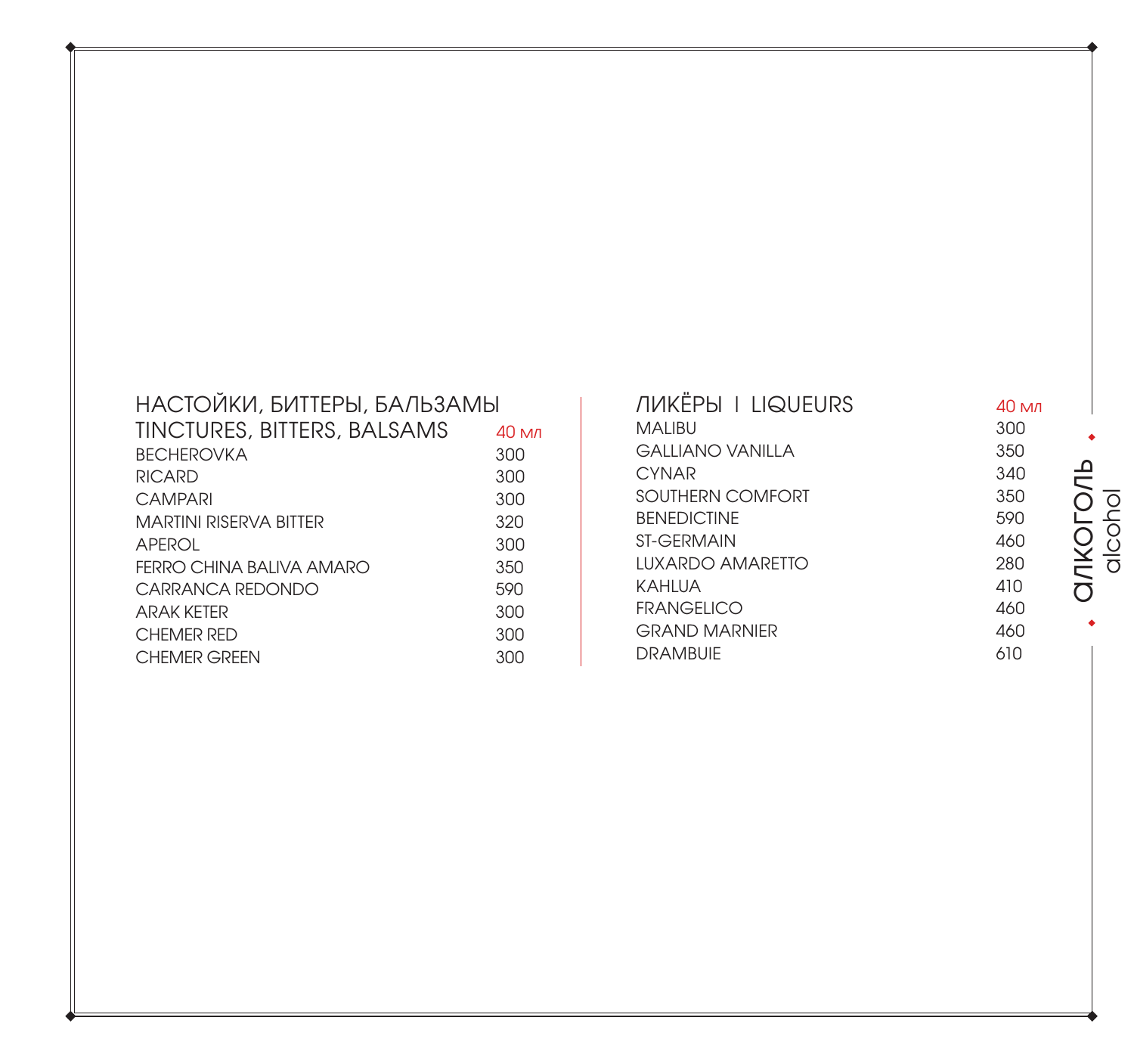## НАСТОЙКИ, БИТТЕРЫ, БАЛЬЗАМЫ
## TINCTURES, BITTERS, BALSAMS

| | 40 мл |
|---|---|
| BECHEROVKA | 300 |
| RICARD | 300 |
| CAMPARI | 300 |
| MARTINI RISERVA BITTER | 320 |
| APEROL | 300 |
| FERRO CHINA BALIVA AMARO | 350 |
| CARRANCA REDONDO | 590 |
| ARAK KETER | 300 |
| CHEMER RED | 300 |
| CHEMER GREEN | 300 |

## ЛИКЁРЫ | LIQUEURS

| | 40 мл |
|---|---|
| MALIBU | 300 |
| GALLIANO VANILLA | 350 |
| CYNAR | 340 |
| SOUTHERN COMFORT | 350 |
| BENEDICTINE | 590 |
| ST-GERMAIN | 460 |
| LUXARDO AMARETTO | 280 |
| KAHLUA | 410 |
| FRANGELICO | 460 |
| GRAND MARNIER | 460 |
| DRAMBUIE | 610 |

алкоголь
alcohol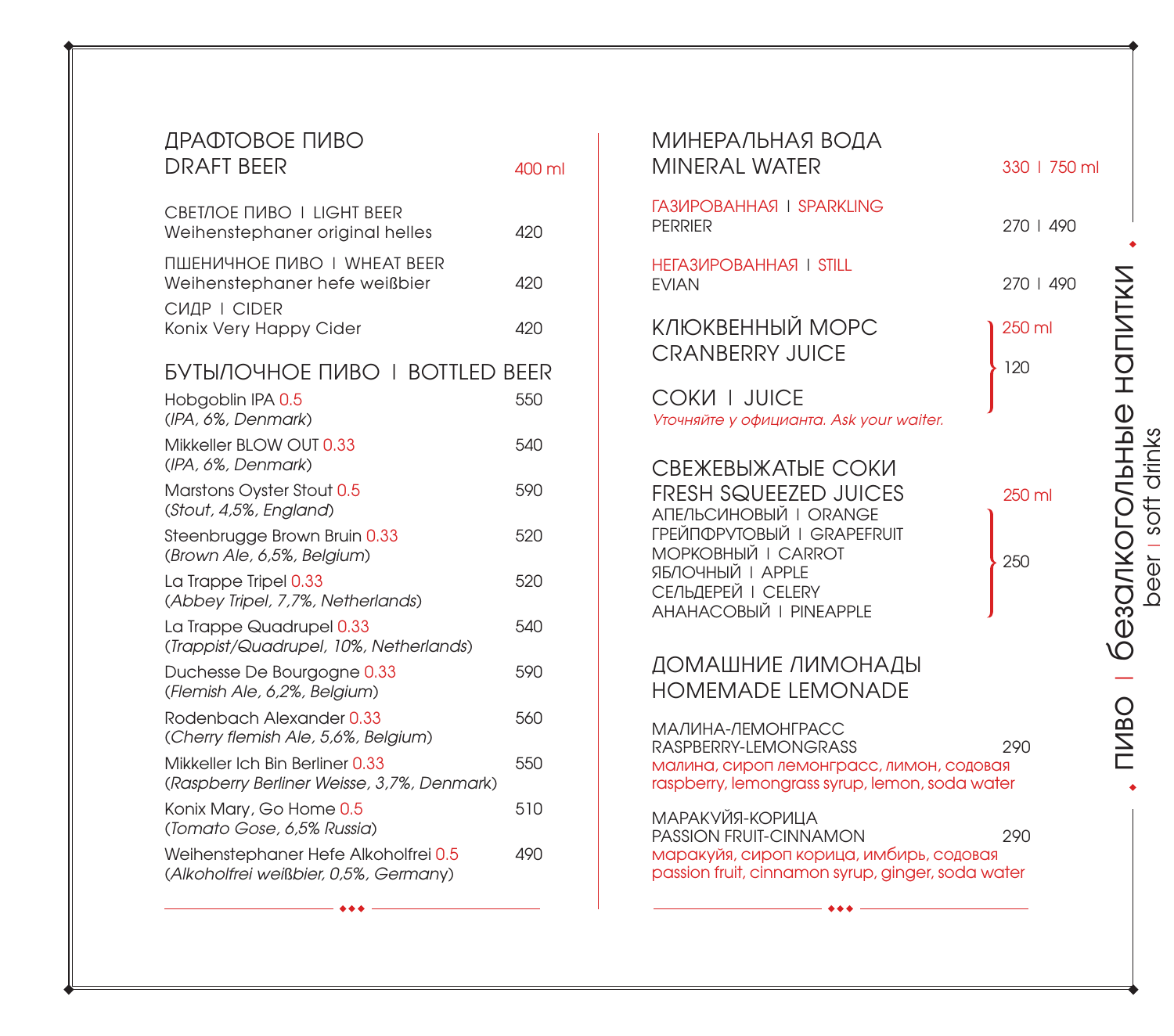## ДРАФТОВОЕ ПИВО
## DRAFT BEER

400 ml

СВЕТЛОЕ ПИВО | LIGHT BEER
Weihenstephaner original helles — 420

ПШЕНИЧНОЕ ПИВО | WHEAT BEER
Weihenstephaner hefe weißbier — 420

СИДР | CIDER
Konix Very Happy Cider — 420

## БУТЫЛОЧНОЕ ПИВО | BOTTLED BEER

| | |
|---|---|
| Hobgoblin IPA 0.5 (*IPA, 6%, Denmark*) | 550 |
| Mikkeller BLOW OUT 0.33 (*IPA, 6%, Denmark*) | 540 |
| Marstons Oyster Stout 0.5 (*Stout, 4,5%, England*) | 590 |
| Steenbrugge Brown Bruin 0.33 (*Brown Ale, 6,5%, Belgium*) | 520 |
| La Trappe Tripel 0.33 (*Abbey Tripel, 7,7%, Netherlands*) | 520 |
| La Trappe Quadrupel 0.33 (*Trappist/Quadrupel, 10%, Netherlands*) | 540 |
| Duchesse De Bourgogne 0.33 (*Flemish Ale, 6,2%, Belgium*) | 590 |
| Rodenbach Alexander 0.33 (*Cherry flemish Ale, 5,6%, Belgium*) | 560 |
| Mikkeller Ich Bin Berliner 0.33 (*Raspberry Berliner Weisse, 3,7%, Denmark*) | 550 |
| Konix Mary, Go Home 0.5 (*Tomato Gose, 6,5% Russia*) | 510 |
| Weihenstephaner Hefe Alkoholfrei 0.5 (*Alkoholfrei weißbier, 0,5%, Germany*) | 490 |

## МИНЕРАЛЬНАЯ ВОДА
## MINERAL WATER

330 | 750 ml

ГАЗИРОВАННАЯ | SPARKLING
PERRIER — 270 | 490

НЕГАЗИРОВАННАЯ | STILL
EVIAN — 270 | 490

## КЛЮКВЕННЫЙ МОРС
## CRANBERRY JUICE

## СОКИ | JUICE

*Уточняйте у официанта. Ask your waiter.*

250 ml — 120

## СВЕЖЕВЫЖАТЫЕ СОКИ
## FRESH SQUEEZED JUICES

250 ml — 250

- АПЕЛЬСИНОВЫЙ | ORANGE
- ГРЕЙПФРУТОВЫЙ | GRAPEFRUIT
- МОРКОВНЫЙ | CARROT
- ЯБЛОЧНЫЙ | APPLE
- СЕЛЬДЕРЕЙ | CELERY
- АНАНАСОВЫЙ | PINEAPPLE

## ДОМАШНИЕ ЛИМОНАДЫ
## HOMEMADE LEMONADE

МАЛИНА-ЛЕМОНГРАСС
RASPBERRY-LEMONGRASS — 290
малина, сироп лемонграсс, лимон, содовая
raspberry, lemongrass syrup, lemon, soda water

МАРАКУЙЯ-КОРИЦА
PASSION FRUIT-CINNAMON — 290
маракуйя, сироп корица, имбирь, содовая
passion fruit, cinnamon syrup, ginger, soda water

пиво | безалкогольные напитки
beer | soft drinks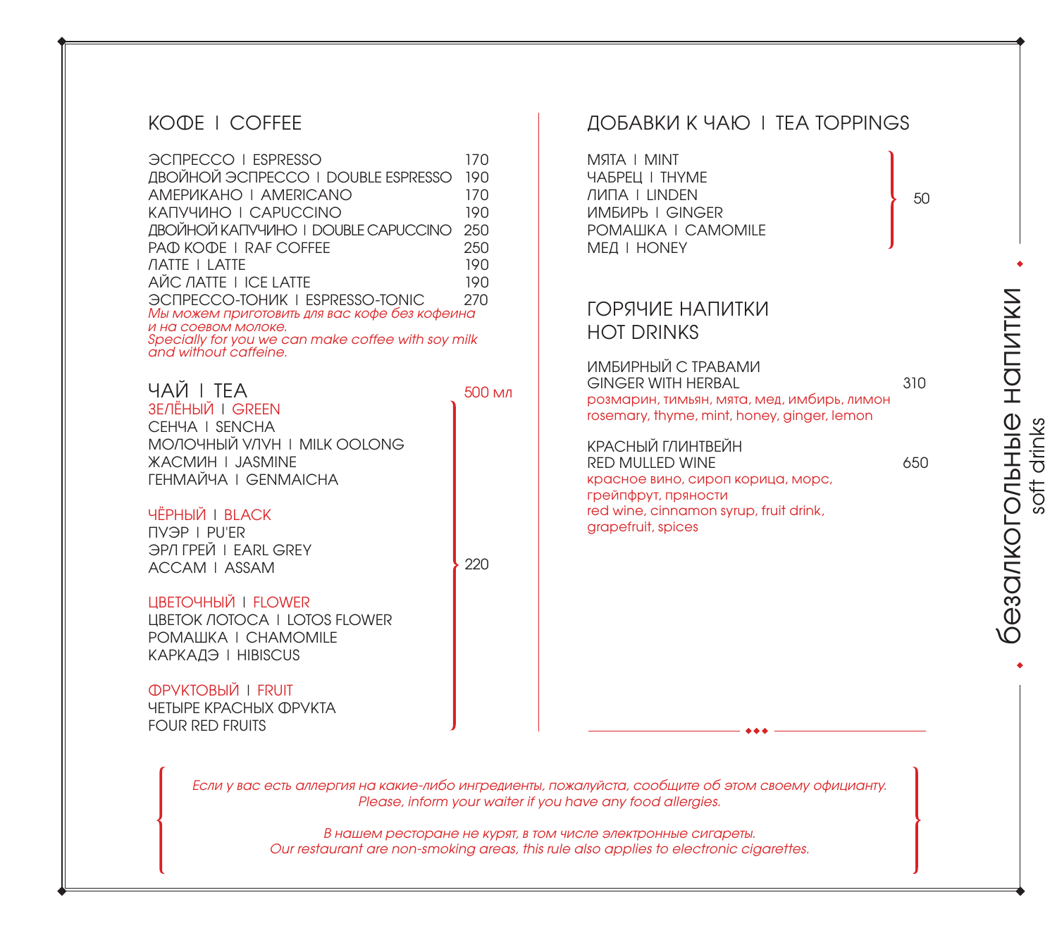## КОФЕ | COFFEE

| | |
|---|---|
| ЭСПРЕССО \| ESPRESSO | 170 |
| ДВОЙНОЙ ЭСПРЕССО \| DOUBLE ESPRESSO | 190 |
| АМЕРИКАНО \| AMERICANO | 170 |
| КАПУЧИНО \| CAPUCCINO | 190 |
| ДВОЙНОЙ КАПУЧИНО \| DOUBLE CAPUCCINO | 250 |
| РАФ КОФЕ \| RAF COFFEE | 250 |
| ЛАТТЕ \| LATTE | 190 |
| АЙС ЛАТТЕ \| ICE LATTE | 190 |
| ЭСПРЕССО-ТОНИК \| ESPRESSO-TONIC | 270 |

*Мы можем приготовить для вас кофе без кофеина и на соевом молоке.*
*Specially for you we can make coffee with soy milk and without caffeine.*

## ЧАЙ | TEA

500 мл — 220

**ЗЕЛЁНЫЙ | GREEN**
- СЕНЧА | SENCHA
- МОЛОЧНЫЙ УЛУН | MILK OOLONG
- ЖАСМИН | JASMINE
- ГЕНМАЙЧА | GENMAICHA

**ЧЁРНЫЙ | BLACK**
- ПУЭР | PU'ER
- ЭРЛ ГРЕЙ | EARL GREY
- АССАМ | ASSAM

**ЦВЕТОЧНЫЙ | FLOWER**
- ЦВЕТОК ЛОТОСА | LOTOS FLOWER
- РОМАШКА | CHAMOMILE
- КАРКАДЭ | HIBISCUS

**ФРУКТОВЫЙ | FRUIT**
- ЧЕТЫРЕ КРАСНЫХ ФРУКТА
  FOUR RED FRUITS

## ДОБАВКИ К ЧАЮ | TEA TOPPINGS

50

- МЯТА | MINT
- ЧАБРЕЦ | THYME
- ЛИПА | LINDEN
- ИМБИРЬ | GINGER
- РОМАШКА | CAMOMILE
- МЕД | HONEY

## ГОРЯЧИЕ НАПИТКИ
## HOT DRINKS

ИМБИРНЫЙ С ТРАВАМИ
GINGER WITH HERBAL — 310
розмарин, тимьян, мята, мед, имбирь, лимон
rosemary, thyme, mint, honey, ginger, lemon

КРАСНЫЙ ГЛИНТВЕЙН
RED MULLED WINE — 650
красное вино, сироп корица, морс, грейпфрут, пряности
red wine, cinnamon syrup, fruit drink, grapefruit, spices

безалкогольные напитки
soft drinks

*Если у вас есть аллергия на какие-либо ингредиенты, пожалуйста, сообщите об этом своему официанту.*
*Please, inform your waiter if you have any food allergies.*

*В нашем ресторане не курят, в том числе электронные сигареты.*
*Our restaurant are non-smoking areas, this rule also applies to electronic cigarettes.*